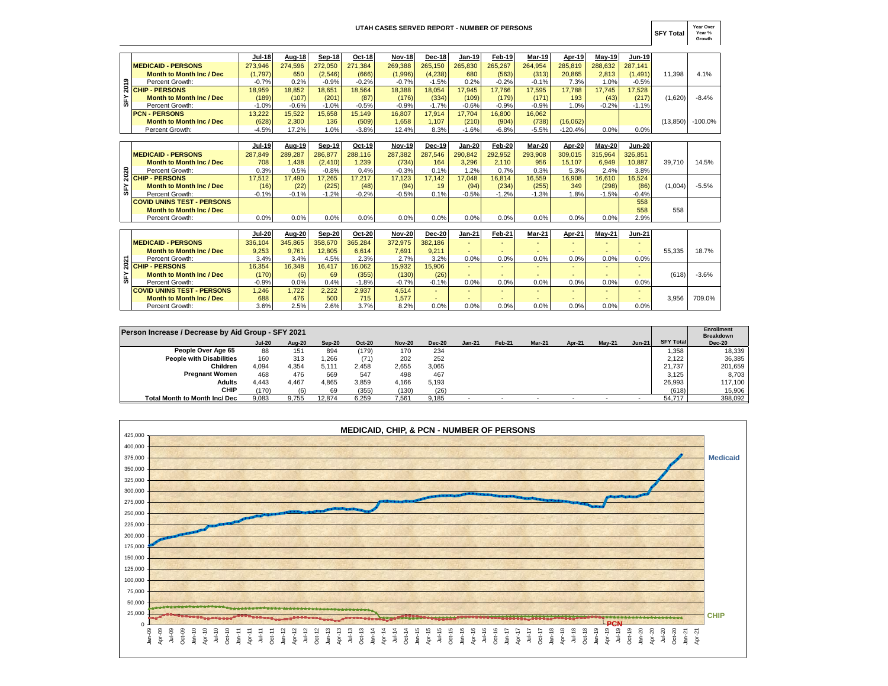# UTAH CASES SERVED REPORT - NUMBER OF PERSONS

| | | Jul-18 | Aug-18 | Sep-18 | Oct-18 | Nov-18 | Dec-18 | Jan-19 | Feb-19 | Mar-19 | Apr-19 | May-19 | Jun-19 | SFY Total | Year Over Year % Growth |
|---|---|---|---|---|---|---|---|---|---|---|---|---|---|---|---|
| SFY 2019 | **MEDICAID - PERSONS** | 273,946 | 274,596 | 272,050 | 271,384 | 269,388 | 265,150 | 265,830 | 265,267 | 264,954 | 285,819 | 288,632 | 287,141 | | |
| | **Month to Month Inc / Dec** | (1,797) | 650 | (2,546) | (666) | (1,996) | (4,238) | 680 | (563) | (313) | 20,865 | 2,813 | (1,491) | 11,398 | 4.1% |
| | Percent Growth: | -0.7% | 0.2% | -0.9% | -0.2% | -0.7% | -1.5% | 0.2% | -0.2% | -0.1% | 7.3% | 1.0% | -0.5% | | |
| | **CHIP - PERSONS** | 18,959 | 18,852 | 18,651 | 18,564 | 18,388 | 18,054 | 17,945 | 17,766 | 17,595 | 17,788 | 17,745 | 17,528 | | |
| | **Month to Month Inc / Dec** | (189) | (107) | (201) | (87) | (176) | (334) | (109) | (179) | (171) | 193 | (43) | (217) | (1,620) | -8.4% |
| | Percent Growth: | -1.0% | -0.6% | -1.0% | -0.5% | -0.9% | -1.7% | -0.6% | -0.9% | -0.9% | 1.0% | -0.2% | -1.1% | | |
| | **PCN - PERSONS** | 13,222 | 15,522 | 15,658 | 15,149 | 16,807 | 17,914 | 17,704 | 16,800 | 16,062 | | | | | |
| | **Month to Month Inc / Dec** | (628) | 2,300 | 136 | (509) | 1,658 | 1,107 | (210) | (904) | (738) | (16,062) | | | (13,850) | -100.0% |
| | Percent Growth: | -4.5% | 17.2% | 1.0% | -3.8% | 12.4% | 8.3% | -1.6% | -6.8% | -5.5% | -120.4% | 0.0% | 0.0% | | |

| | | Jul-19 | Aug-19 | Sep-19 | Oct-19 | Nov-19 | Dec-19 | Jan-20 | Feb-20 | Mar-20 | Apr-20 | May-20 | Jun-20 | SFY Total | Year Over Year % Growth |
|---|---|---|---|---|---|---|---|---|---|---|---|---|---|---|---|
| SFY 2020 | **MEDICAID - PERSONS** | 287,849 | 289,287 | 286,877 | 288,116 | 287,382 | 287,546 | 290,842 | 292,952 | 293,908 | 309,015 | 315,964 | 326,851 | | |
| | **Month to Month Inc / Dec** | 708 | 1,438 | (2,410) | 1,239 | (734) | 164 | 3,296 | 2,110 | 956 | 15,107 | 6,949 | 10,887 | 39,710 | 14.5% |
| | Percent Growth: | 0.3% | 0.5% | -0.8% | 0.4% | -0.3% | 0.1% | 1.2% | 0.7% | 0.3% | 5.3% | 2.4% | 3.8% | | |
| | **CHIP - PERSONS** | 17,512 | 17,490 | 17,265 | 17,217 | 17,123 | 17,142 | 17,048 | 16,814 | 16,559 | 16,908 | 16,610 | 16,524 | | |
| | **Month to Month Inc / Dec** | (16) | (22) | (225) | (48) | (94) | 19 | (94) | (234) | (255) | 349 | (298) | (86) | (1,004) | -5.5% |
| | Percent Growth: | -0.1% | -0.1% | -1.2% | -0.2% | -0.5% | 0.1% | -0.5% | -1.2% | -1.3% | 1.8% | -1.5% | -0.4% | | |
| | **COVID UNINS TEST - PERSONS** | | | | | | | | | | | | 558 | | |
| | **Month to Month Inc / Dec** | | | | | | | | | | | | 558 | 558 | |
| | Percent Growth: | 0.0% | 0.0% | 0.0% | 0.0% | 0.0% | 0.0% | 0.0% | 0.0% | 0.0% | 0.0% | 0.0% | 2.9% | | |

| | | Jul-20 | Aug-20 | Sep-20 | Oct-20 | Nov-20 | Dec-20 | Jan-21 | Feb-21 | Mar-21 | Apr-21 | May-21 | Jun-21 | SFY Total | Year Over Year % Growth |
|---|---|---|---|---|---|---|---|---|---|---|---|---|---|---|---|
| SFY 2021 | **MEDICAID - PERSONS** | 336,104 | 345,865 | 358,670 | 365,284 | 372,975 | 382,186 | - | - | - | - | - | - | | |
| | **Month to Month Inc / Dec** | 9,253 | 9,761 | 12,805 | 6,614 | 7,691 | 9,211 | - | - | - | - | - | - | 55,335 | 18.7% |
| | Percent Growth: | 3.4% | 3.4% | 4.5% | 2.3% | 2.7% | 3.2% | 0.0% | 0.0% | 0.0% | 0.0% | 0.0% | 0.0% | | |
| | **CHIP - PERSONS** | 16,354 | 16,348 | 16,417 | 16,062 | 15,932 | 15,906 | - | - | - | - | - | - | | |
| | **Month to Month Inc / Dec** | (170) | (6) | 69 | (355) | (130) | (26) | - | - | - | - | - | - | (618) | -3.6% |
| | Percent Growth: | -0.9% | 0.0% | 0.4% | -1.8% | -0.7% | -0.1% | 0.0% | 0.0% | 0.0% | 0.0% | 0.0% | 0.0% | | |
| | **COVID UNINS TEST - PERSONS** | 1,246 | 1,722 | 2,222 | 2,937 | 4,514 | - | - | - | - | - | - | - | | |
| | **Month to Month Inc / Dec** | 688 | 476 | 500 | 715 | 1,577 | - | - | - | - | - | - | - | 3,956 | 709.0% |
| | Percent Growth: | 3.6% | 2.5% | 2.6% | 3.7% | 8.2% | 0.0% | 0.0% | 0.0% | 0.0% | 0.0% | 0.0% | 0.0% | | |

## Person Increase / Decrease by Aid Group - SFY 2021

| | Jul-20 | Aug-20 | Sep-20 | Oct-20 | Nov-20 | Dec-20 | Jan-21 | Feb-21 | Mar-21 | Apr-21 | May-21 | Jun-21 | SFY Total | Enrollment Breakdown Dec-20 |
|---|---|---|---|---|---|---|---|---|---|---|---|---|---|---|
| **People Over Age 65** | 88 | 151 | 894 | (179) | 170 | 234 | | | | | | | 1,358 | 18,339 |
| **People with Disabilities** | 160 | 313 | 1,266 | (71) | 202 | 252 | | | | | | | 2,122 | 36,385 |
| **Children** | 4,094 | 4,354 | 5,111 | 2,458 | 2,655 | 3,065 | | | | | | | 21,737 | 201,659 |
| **Pregnant Women** | 468 | 476 | 669 | 547 | 498 | 467 | | | | | | | 3,125 | 8,703 |
| **Adults** | 4,443 | 4,467 | 4,865 | 3,859 | 4,166 | 5,193 | | | | | | | 26,993 | 117,100 |
| **CHIP** | (170) | (6) | 69 | (355) | (130) | (26) | | | | | | | (618) | 15,906 |
| **Total Month to Month Inc/ Dec** | 9,083 | 9,755 | 12,874 | 6,259 | 7,561 | 9,185 | - | - | - | - | - | - | 54,717 | 398,092 |

## MEDICAID, CHIP, & PCN - NUMBER OF PERSONS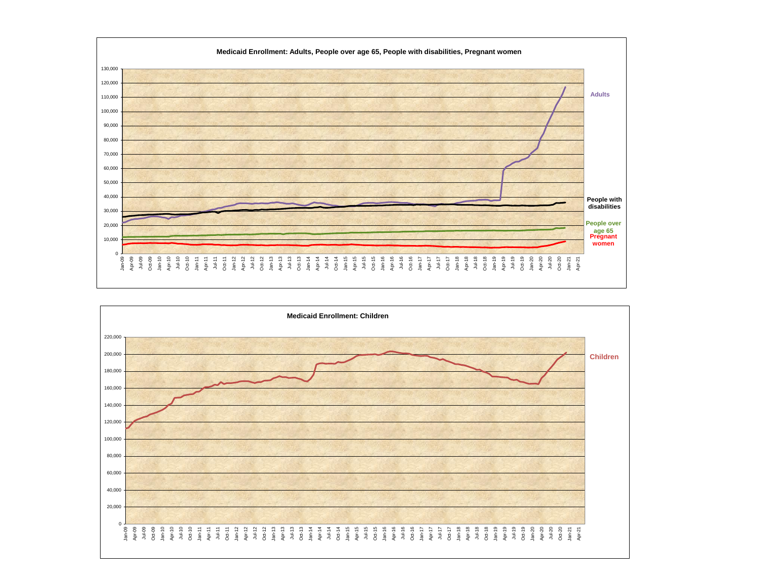**Medicaid Enrollment: Adults, People over age 65, People with disabilities, Pregnant women**

130,000
120,000
110,000
100,000
90,000
80,000
70,000
60,000
50,000
40,000
30,000
20,000
10,000
0

Jan-09 Apr-09 Jul-09 Oct-09 Jan-10 Apr-10 Jul-10 Oct-10 Jan-11 Apr-11 Jul-11 Oct-11 Jan-12 Apr-12 Jul-12 Oct-12 Jan-13 Apr-13 Jul-13 Oct-13 Jan-14 Apr-14 Jul-14 Oct-14 Jan-15 Apr-15 Jul-15 Oct-15 Jan-16 Apr-16 Jul-16 Oct-16 Jan-17 Apr-17 Jul-17 Oct-17 Jan-18 Apr-18 Jul-18 Oct-18 Jan-19 Apr-19 Jul-19 Oct-19 Jan-20 Apr-20 Jul-20 Oct-20 Jan-21 Apr-21

Adults

People with disabilities

People over age 65

Pregnant women

**Medicaid Enrollment: Children**

220,000
200,000
180,000
160,000
140,000
120,000
100,000
80,000
60,000
40,000
20,000
0

Jan-09 Apr-09 Jul-09 Oct-09 Jan-10 Apr-10 Jul-10 Oct-10 Jan-11 Apr-11 Jul-11 Oct-11 Jan-12 Apr-12 Jul-12 Oct-12 Jan-13 Apr-13 Jul-13 Oct-13 Jan-14 Apr-14 Jul-14 Oct-14 Jan-15 Apr-15 Jul-15 Oct-15 Jan-16 Apr-16 Jul-16 Oct-16 Jan-17 Apr-17 Jul-17 Oct-17 Jan-18 Apr-18 Jul-18 Oct-18 Jan-19 Apr-19 Jul-19 Oct-19 Jan-20 Apr-20 Jul-20 Oct-20 Jan-21 Apr-21

Children